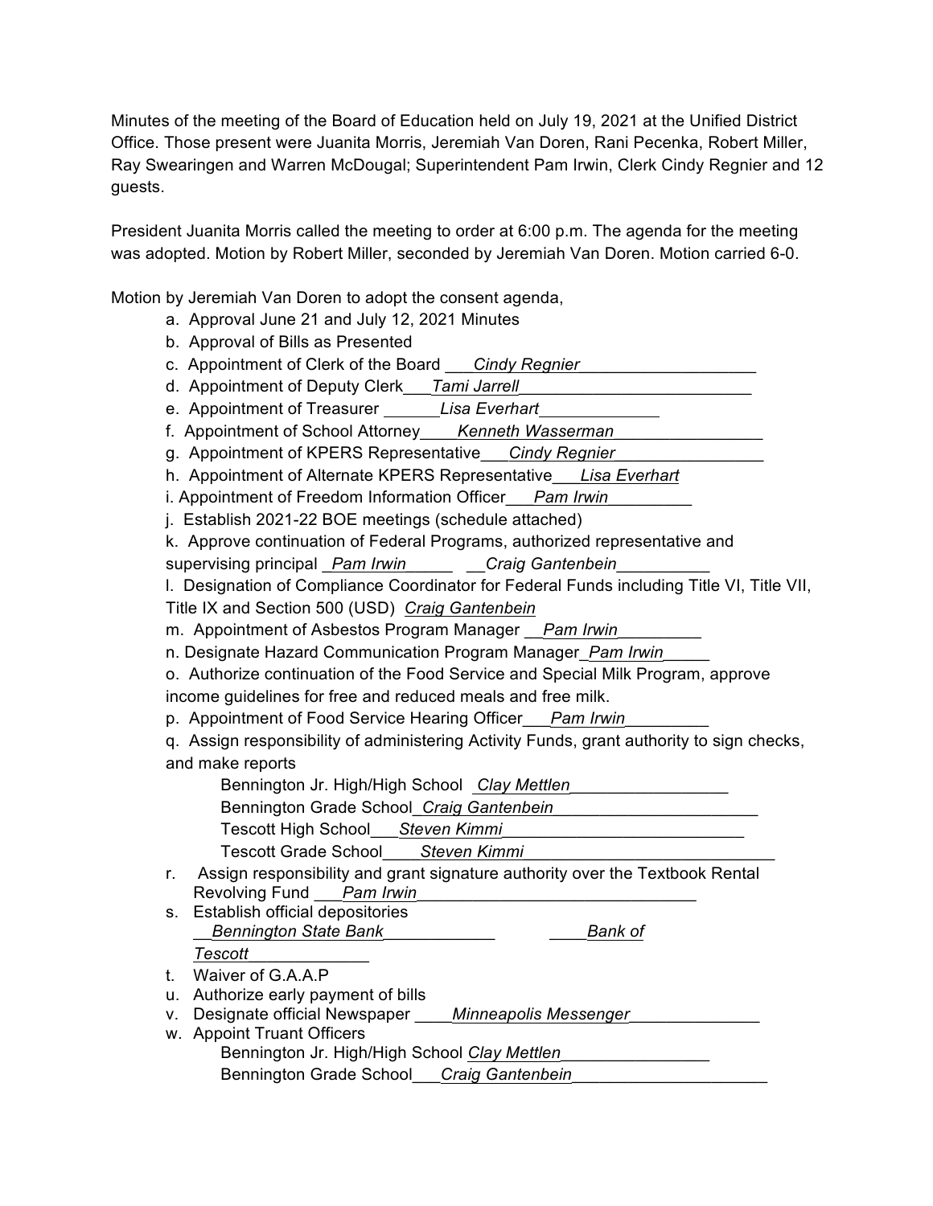Minutes of the meeting of the Board of Education held on July 19, 2021 at the Unified District Office. Those present were Juanita Morris, Jeremiah Van Doren, Rani Pecenka, Robert Miller, Ray Swearingen and Warren McDougal; Superintendent Pam Irwin, Clerk Cindy Regnier and 12 guests.

President Juanita Morris called the meeting to order at 6:00 p.m. The agenda for the meeting was adopted. Motion by Robert Miller, seconded by Jeremiah Van Doren. Motion carried 6-0.

Motion by Jeremiah Van Doren to adopt the consent agenda,

a. Approval June 21 and July 12, 2021 Minutes
b. Approval of Bills as Presented
c. Appointment of Clerk of the Board ___*Cindy Regnier*___________________
d. Appointment of Deputy Clerk___*Tami Jarrell*_________________________
e. Appointment of Treasurer ______*Lisa Everhart*_____________
f. Appointment of School Attorney____*Kenneth Wasserman*________________
g. Appointment of KPERS Representative___*Cindy Regnier*________________
h. Appointment of Alternate KPERS Representative___*Lisa Everhart*
i. Appointment of Freedom Information Officer___*Pam Irwin*_________
j. Establish 2021-22 BOE meetings (schedule attached)
k. Approve continuation of Federal Programs, authorized representative and supervising principal _*Pam Irwin*_____ __*Craig Gantenbein*__________
l. Designation of Compliance Coordinator for Federal Funds including Title VI, Title VII, Title IX and Section 500 (USD) *Craig Gantenbein*
m. Appointment of Asbestos Program Manager __*Pam Irwin*_________
n. Designate Hazard Communication Program Manager_*Pam Irwin*_____
o. Authorize continuation of the Food Service and Special Milk Program, approve income guidelines for free and reduced meals and free milk.
p. Appointment of Food Service Hearing Officer___*Pam Irwin*_________
q. Assign responsibility of administering Activity Funds, grant authority to sign checks, and make reports
   - Bennington Jr. High/High School _*Clay Mettlen*_________________
   - Bennington Grade School_*Craig Gantenbein*______________________
   - Tescott High School___*Steven Kimmi*________________________
   - Tescott Grade School____*Steven Kimmi*___________________________
r. Assign responsibility and grant signature authority over the Textbook Rental Revolving Fund ___*Pam Irwin*______________________________
s. Establish official depositories __*Bennington State Bank*____________ ____*Bank of Tescott*_____________
t. Waiver of G.A.A.P
u. Authorize early payment of bills
v. Designate official Newspaper ____*Minneapolis Messenger*______________
w. Appoint Truant Officers
   - Bennington Jr. High/High School *Clay Mettlen*________________
   - Bennington Grade School___*Craig Gantenbein*_____________________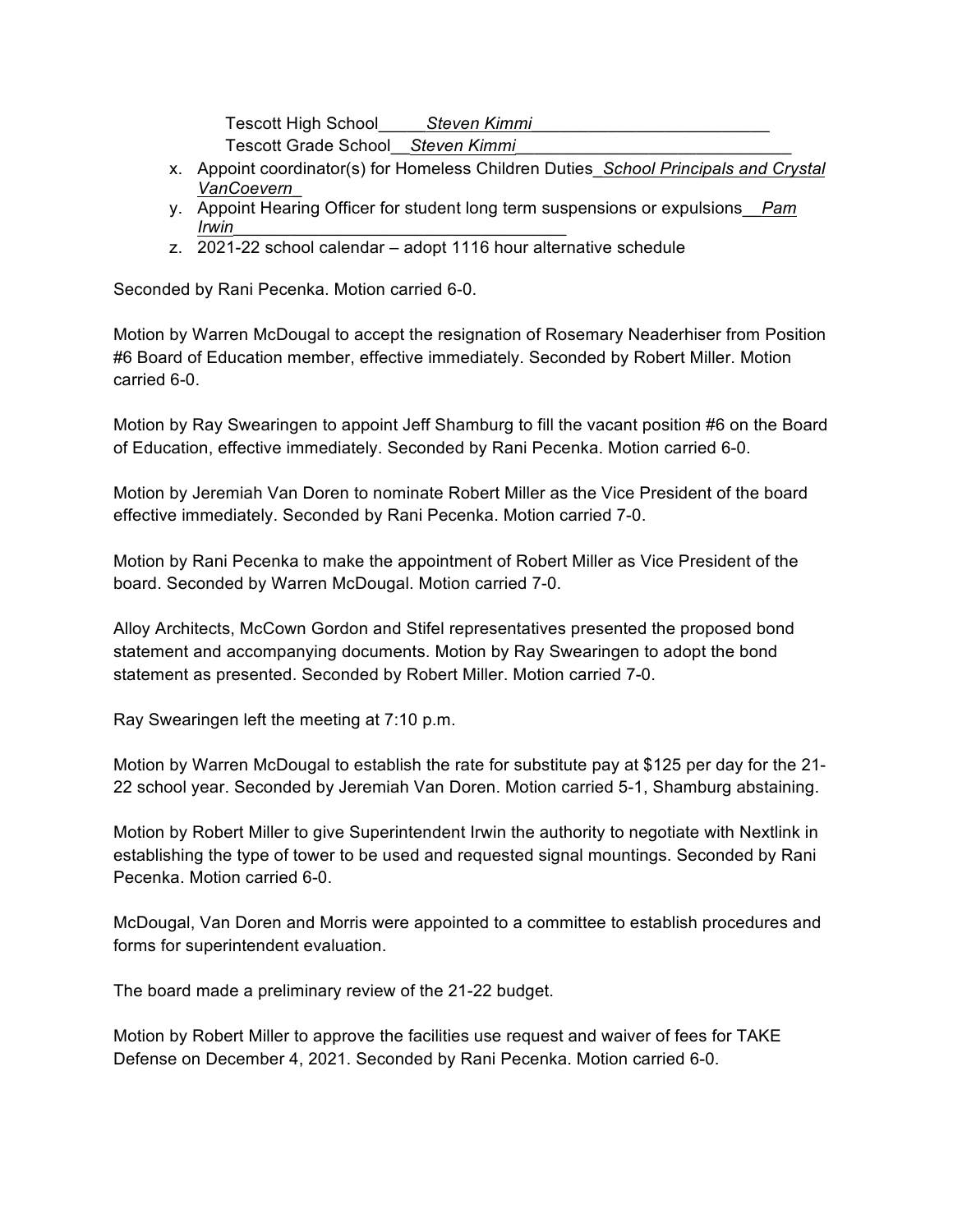Tescott High School_____*Steven Kimmi*_________________________

Tescott Grade School__*Steven Kimmi*_____________________________

x. Appoint coordinator(s) for Homeless Children Duties_*School Principals and Crystal VanCoevern*_
y. Appoint Hearing Officer for student long term suspensions or expulsions__*Pam Irwin*___________________________________
z. 2021-22 school calendar – adopt 1116 hour alternative schedule

Seconded by Rani Pecenka. Motion carried 6-0.

Motion by Warren McDougal to accept the resignation of Rosemary Neaderhiser from Position #6 Board of Education member, effective immediately. Seconded by Robert Miller. Motion carried 6-0.

Motion by Ray Swearingen to appoint Jeff Shamburg to fill the vacant position #6 on the Board of Education, effective immediately. Seconded by Rani Pecenka. Motion carried 6-0.

Motion by Jeremiah Van Doren to nominate Robert Miller as the Vice President of the board effective immediately. Seconded by Rani Pecenka. Motion carried 7-0.

Motion by Rani Pecenka to make the appointment of Robert Miller as Vice President of the board. Seconded by Warren McDougal. Motion carried 7-0.

Alloy Architects, McCown Gordon and Stifel representatives presented the proposed bond statement and accompanying documents. Motion by Ray Swearingen to adopt the bond statement as presented. Seconded by Robert Miller. Motion carried 7-0.

Ray Swearingen left the meeting at 7:10 p.m.

Motion by Warren McDougal to establish the rate for substitute pay at $125 per day for the 21-22 school year. Seconded by Jeremiah Van Doren. Motion carried 5-1, Shamburg abstaining.

Motion by Robert Miller to give Superintendent Irwin the authority to negotiate with Nextlink in establishing the type of tower to be used and requested signal mountings. Seconded by Rani Pecenka. Motion carried 6-0.

McDougal, Van Doren and Morris were appointed to a committee to establish procedures and forms for superintendent evaluation.

The board made a preliminary review of the 21-22 budget.

Motion by Robert Miller to approve the facilities use request and waiver of fees for TAKE Defense on December 4, 2021. Seconded by Rani Pecenka. Motion carried 6-0.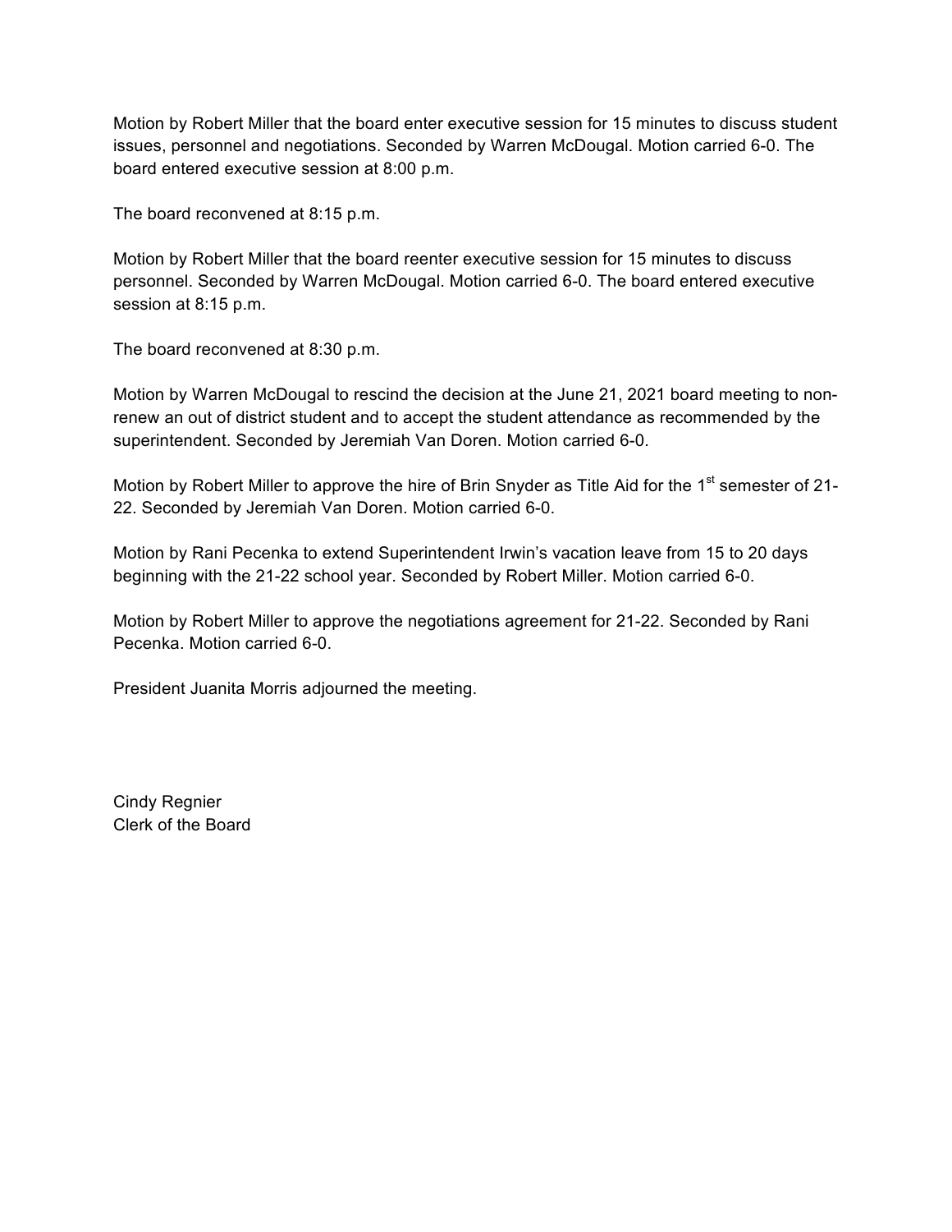Motion by Robert Miller that the board enter executive session for 15 minutes to discuss student issues, personnel and negotiations. Seconded by Warren McDougal. Motion carried 6-0. The board entered executive session at 8:00 p.m.

The board reconvened at 8:15 p.m.

Motion by Robert Miller that the board reenter executive session for 15 minutes to discuss personnel. Seconded by Warren McDougal. Motion carried 6-0. The board entered executive session at 8:15 p.m.

The board reconvened at 8:30 p.m.

Motion by Warren McDougal to rescind the decision at the June 21, 2021 board meeting to non-renew an out of district student and to accept the student attendance as recommended by the superintendent. Seconded by Jeremiah Van Doren. Motion carried 6-0.

Motion by Robert Miller to approve the hire of Brin Snyder as Title Aid for the 1st semester of 21-22. Seconded by Jeremiah Van Doren. Motion carried 6-0.

Motion by Rani Pecenka to extend Superintendent Irwin's vacation leave from 15 to 20 days beginning with the 21-22 school year. Seconded by Robert Miller. Motion carried 6-0.

Motion by Robert Miller to approve the negotiations agreement for 21-22. Seconded by Rani Pecenka. Motion carried 6-0.

President Juanita Morris adjourned the meeting.

Cindy Regnier
Clerk of the Board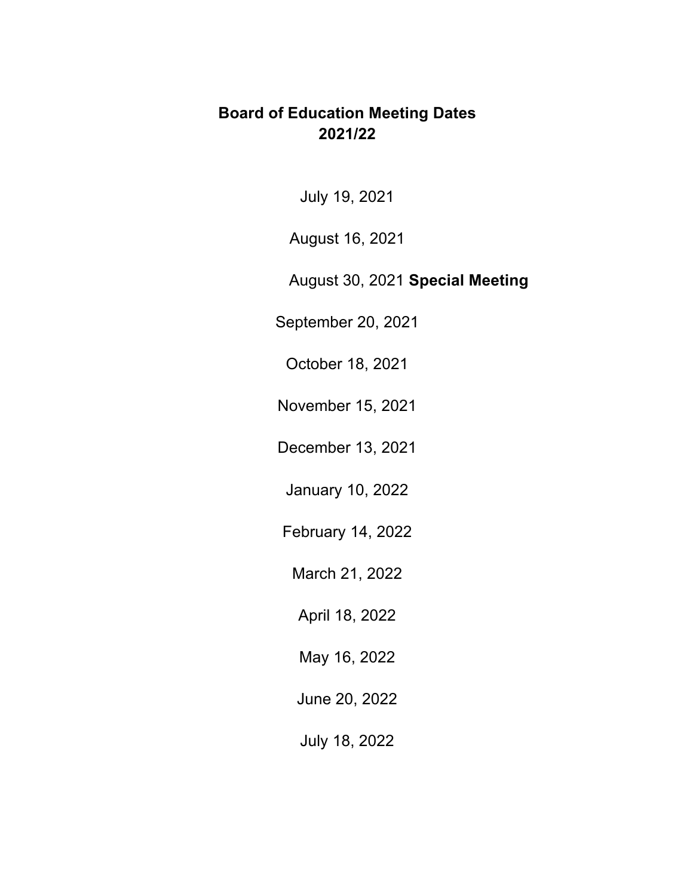**Board of Education Meeting Dates**
**2021/22**

July 19, 2021

August 16, 2021

August 30, 2021 **Special Meeting**

September 20, 2021

October 18, 2021

November 15, 2021

December 13, 2021

January 10, 2022

February 14, 2022

March 21, 2022

April 18, 2022

May 16, 2022

June 20, 2022

July 18, 2022